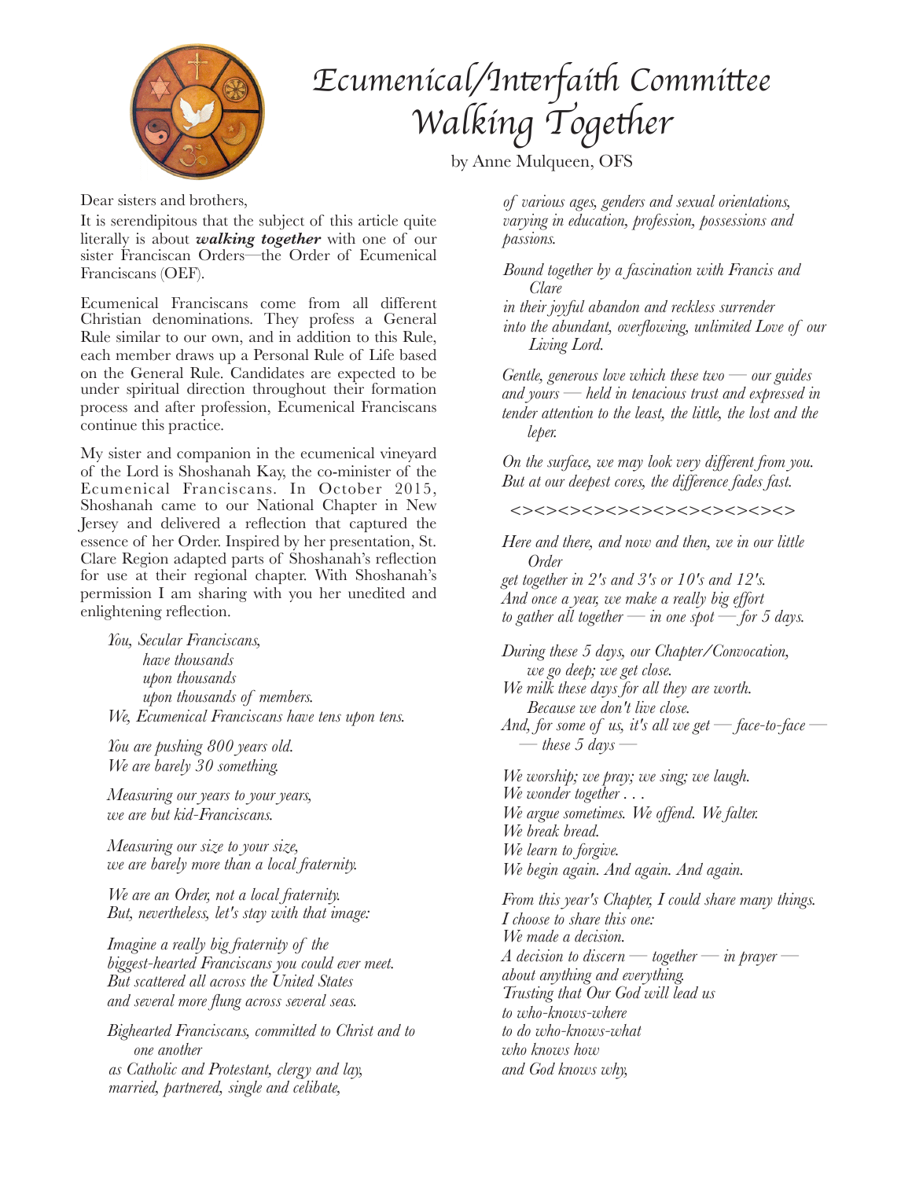# Ecumenical/Interfaith Committee
## Walking Together

by Anne Mulqueen, OFS

Dear sisters and brothers,

It is serendipitous that the subject of this article quite literally is about ***walking together*** with one of our sister Franciscan Orders—the Order of Ecumenical Franciscans (OEF).

Ecumenical Franciscans come from all different Christian denominations. They profess a General Rule similar to our own, and in addition to this Rule, each member draws up a Personal Rule of Life based on the General Rule. Candidates are expected to be under spiritual direction throughout their formation process and after profession, Ecumenical Franciscans continue this practice.

My sister and companion in the ecumenical vineyard of the Lord is Shoshanah Kay, the co-minister of the Ecumenical Franciscans. In October 2015, Shoshanah came to our National Chapter in New Jersey and delivered a reflection that captured the essence of her Order. Inspired by her presentation, St. Clare Region adapted parts of Shoshanah's reflection for use at their regional chapter. With Shoshanah's permission I am sharing with you her unedited and enlightening reflection.

*You, Secular Franciscans,*
*have thousands*
*upon thousands*
*upon thousands of members.*
*We, Ecumenical Franciscans have tens upon tens.*

*You are pushing 800 years old.*
*We are barely 30 something.*

*Measuring our years to your years,*
*we are but kid-Franciscans.*

*Measuring our size to your size,*
*we are barely more than a local fraternity.*

*We are an Order, not a local fraternity.*
*But, nevertheless, let's stay with that image:*

*Imagine a really big fraternity of the*
*biggest-hearted Franciscans you could ever meet.*
*But scattered all across the United States*
*and several more flung across several seas.*

*Bighearted Franciscans, committed to Christ and to one another*
*as Catholic and Protestant, clergy and lay,*
*married, partnered, single and celibate,*
*of various ages, genders and sexual orientations,*
*varying in education, profession, possessions and passions.*

*Bound together by a fascination with Francis and Clare*
*in their joyful abandon and reckless surrender*
*into the abundant, overflowing, unlimited Love of our Living Lord.*

*Gentle, generous love which these two — our guides and yours — held in tenacious trust and expressed in tender attention to the least, the little, the lost and the leper.*

*On the surface, we may look very different from you.*
*But at our deepest cores, the difference fades fast.*

<><><><><><><><><><><><>

*Here and there, and now and then, we in our little Order*
*get together in 2's and 3's or 10's and 12's.*
*And once a year, we make a really big effort*
*to gather all together — in one spot — for 5 days.*

*During these 5 days, our Chapter/Convocation,*
*we go deep; we get close.*
*We milk these days for all they are worth.*
*Because we don't live close.*
*And, for some of us, it's all we get — face-to-face — — these 5 days —*

*We worship; we pray; we sing; we laugh.*
*We wonder together . . .*
*We argue sometimes. We offend. We falter.*
*We break bread.*
*We learn to forgive.*
*We begin again. And again. And again.*

*From this year's Chapter, I could share many things.*
*I choose to share this one:*
*We made a decision.*
*A decision to discern — together — in prayer —*
*about anything and everything.*
*Trusting that Our God will lead us*
*to who-knows-where*
*to do who-knows-what*
*who knows how*
*and God knows why,*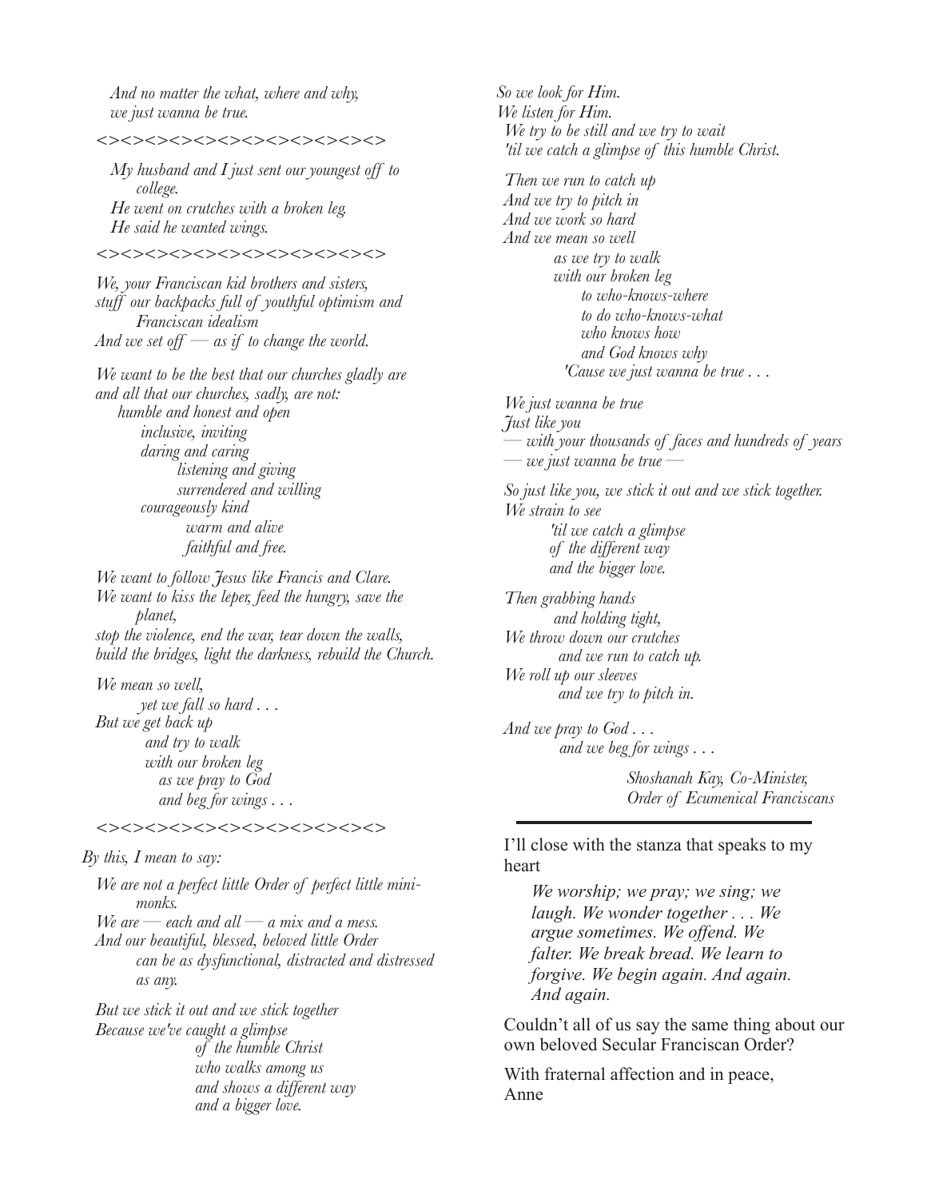*And no matter the what, where and why,*
*we just wanna be true.*

<><><><><><><><><><><><><><><><><><><><>

*My husband and I just sent our youngest off to college.*
*He went on crutches with a broken leg.*
*He said he wanted wings.*

<><><><><><><><><><><><><><><><><><><><>

*We, your Franciscan kid brothers and sisters,*
*stuff our backpacks full of youthful optimism and Franciscan idealism*
*And we set off — as if to change the world.*

*We want to be the best that our churches gladly are*
*and all that our churches, sadly, are not:*
*humble and honest and open*
*inclusive, inviting*
*daring and caring*
*listening and giving*
*surrendered and willing*
*courageously kind*
*warm and alive*
*faithful and free.*

*We want to follow Jesus like Francis and Clare.*
*We want to kiss the leper, feed the hungry, save the planet,*
*stop the violence, end the war, tear down the walls,*
*build the bridges, light the darkness, rebuild the Church.*

*We mean so well,*
*yet we fall so hard . . .*
*But we get back up*
*and try to walk*
*with our broken leg*
*as we pray to God*
*and beg for wings . . .*

<><><><><><><><><><><><><><><><><><><><>

*By this, I mean to say:*

*We are not a perfect little Order of perfect little mini-monks.*
*We are — each and all — a mix and a mess.*
*And our beautiful, blessed, beloved little Order*
*can be as dysfunctional, distracted and distressed as any.*

*But we stick it out and we stick together*
*Because we've caught a glimpse*
*of the humble Christ*
*who walks among us*
*and shows a different way*
*and a bigger love.*

*So we look for Him.*
*We listen for Him.*
*We try to be still and we try to wait*
*'til we catch a glimpse of this humble Christ.*

*Then we run to catch up*
*And we try to pitch in*
*And we work so hard*
*And we mean so well*
*as we try to walk*
*with our broken leg*
*to who-knows-where*
*to do who-knows-what*
*who knows how*
*and God knows why*
*'Cause we just wanna be true . . .*

*We just wanna be true*
*Just like you*
*— with your thousands of faces and hundreds of years*
*— we just wanna be true —*

*So just like you, we stick it out and we stick together.*
*We strain to see*
*'til we catch a glimpse*
*of the different way*
*and the bigger love.*

*Then grabbing hands*
*and holding tight,*
*We throw down our crutches*
*and we run to catch up.*
*We roll up our sleeves*
*and we try to pitch in.*

*And we pray to God . . .*
*and we beg for wings . . .*

*Shoshanah Kay, Co-Minister,*
*Order of Ecumenical Franciscans*

---

I'll close with the stanza that speaks to my heart

> *We worship; we pray; we sing; we laugh. We wonder together . . . We argue sometimes. We offend. We falter. We break bread. We learn to forgive. We begin again. And again. And again.*

Couldn't all of us say the same thing about our own beloved Secular Franciscan Order?

With fraternal affection and in peace,
Anne